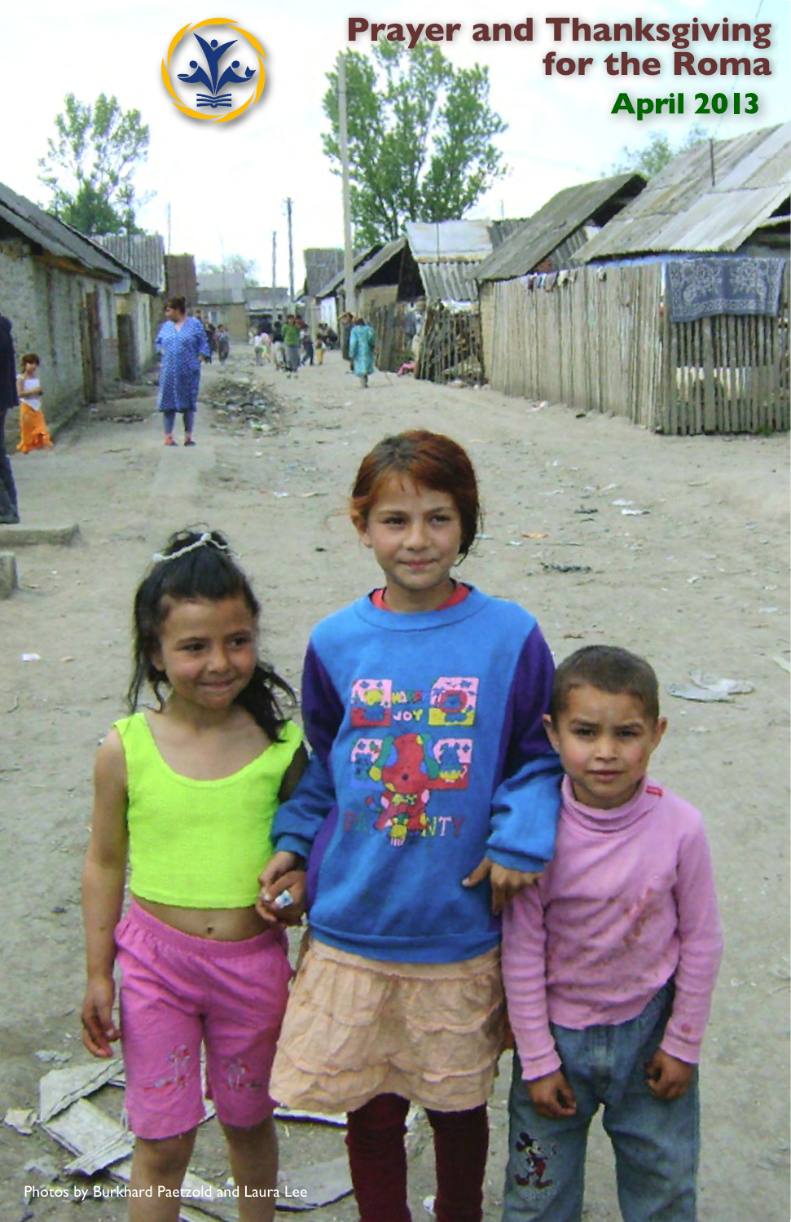# Prayer and Thanksgiving for the Roma

## April 2013

Photos by Burkhard Paetzold and Laura Lee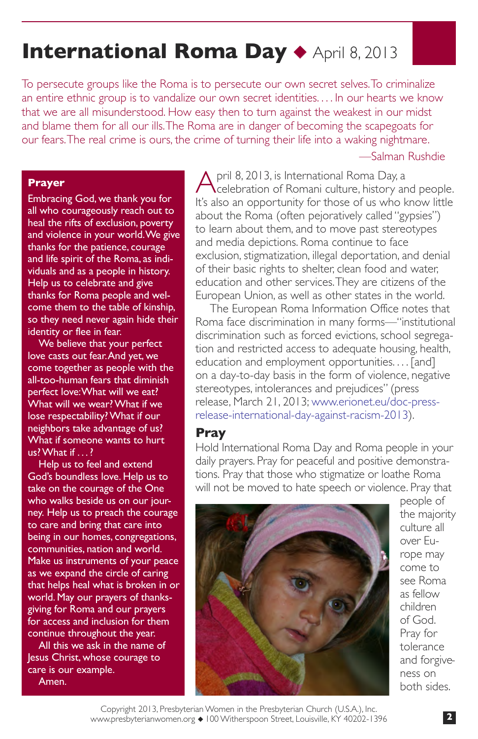# International Roma Day ◆ April 8, 2013

To persecute groups like the Roma is to persecute our own secret selves. To criminalize an entire ethnic group is to vandalize our own secret identities. . . . In our hearts we know that we are all misunderstood. How easy then to turn against the weakest in our midst and blame them for all our ills. The Roma are in danger of becoming the scapegoats for our fears. The real crime is ours, the crime of turning their life into a waking nightmare.

—Salman Rushdie

April 8, 2013, is International Roma Day, a celebration of Romani culture, history and people. It's also an opportunity for those of us who know little about the Roma (often pejoratively called "gypsies") to learn about them, and to move past stereotypes and media depictions. Roma continue to face exclusion, stigmatization, illegal deportation, and denial of their basic rights to shelter, clean food and water, education and other services. They are citizens of the European Union, as well as other states in the world.

The European Roma Information Office notes that Roma face discrimination in many forms—"institutional discrimination such as forced evictions, school segregation and restricted access to adequate housing, health, education and employment opportunities. . . . [and] on a day-to-day basis in the form of violence, negative stereotypes, intolerances and prejudices" (press release, March 21, 2013; www.erionet.eu/doc-press-release-international-day-against-racism-2013).

## Pray

Hold International Roma Day and Roma people in your daily prayers. Pray for peaceful and positive demonstrations. Pray that those who stigmatize or loathe Roma will not be moved to hate speech or violence. Pray that people of the majority culture all over Europe may come to see Roma as fellow children of God. Pray for tolerance and forgiveness on both sides.

## Prayer

Embracing God, we thank you for all who courageously reach out to heal the rifts of exclusion, poverty and violence in your world. We give thanks for the patience, courage and life spirit of the Roma, as individuals and as a people in history. Help us to celebrate and give thanks for Roma people and welcome them to the table of kinship, so they need never again hide their identity or flee in fear.

We believe that your perfect love casts out fear. And yet, we come together as people with the all-too-human fears that diminish perfect love: What will we eat? What will we wear? What if we lose respectability? What if our neighbors take advantage of us? What if someone wants to hurt us? What if . . . ?

Help us to feel and extend God's boundless love. Help us to take on the courage of the One who walks beside us on our journey. Help us to preach the courage to care and bring that care into being in our homes, congregations, communities, nation and world. Make us instruments of your peace as we expand the circle of caring that helps heal what is broken in or world. May our prayers of thanksgiving for Roma and our prayers for access and inclusion for them continue throughout the year.

All this we ask in the name of Jesus Christ, whose courage to care is our example.

Amen.

Copyright 2013, Presbyterian Women in the Presbyterian Church (U.S.A.), Inc.
www.presbyterianwomen.org ◆ 100 Witherspoon Street, Louisville, KY 40202-1396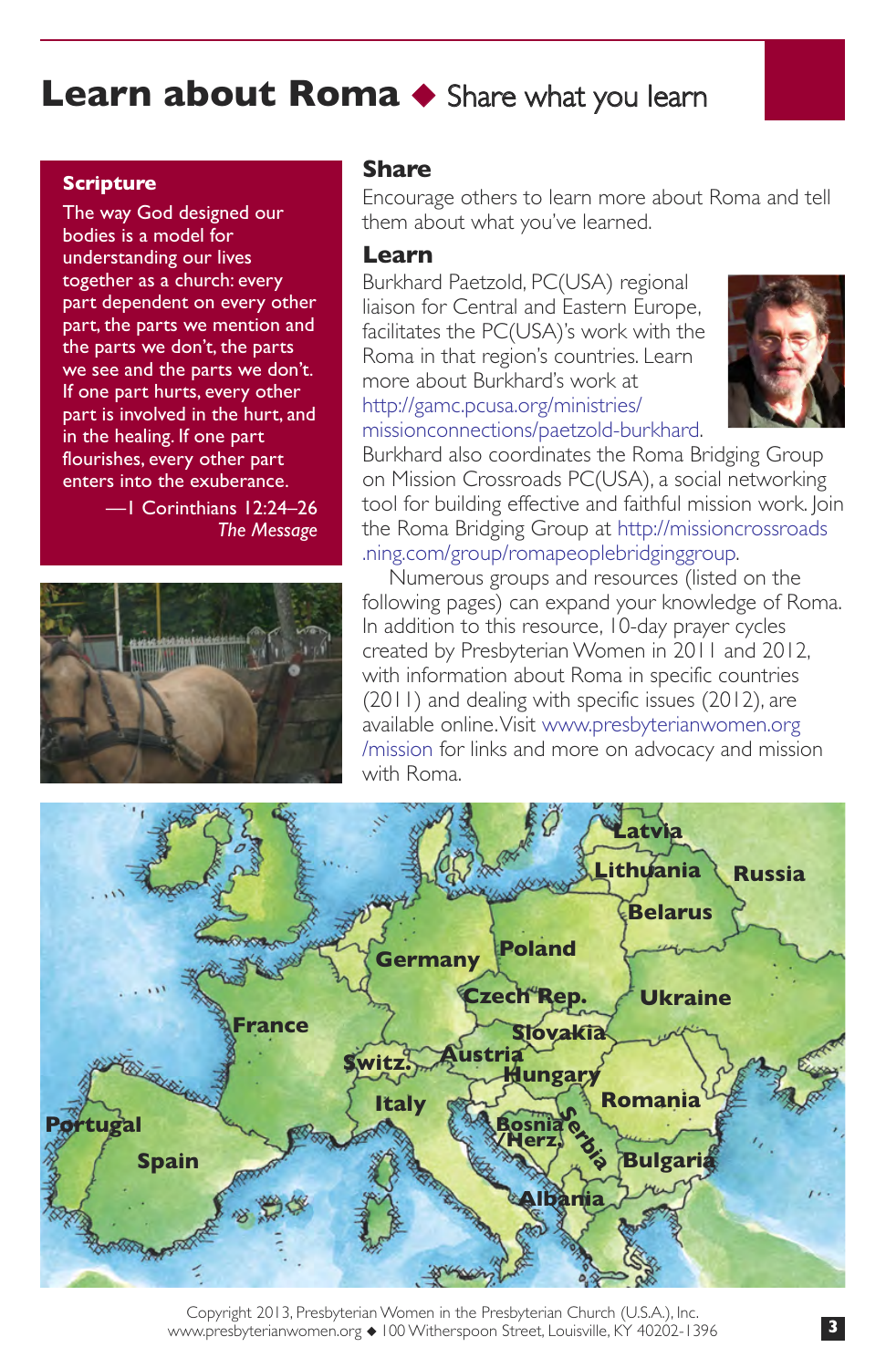# Learn about Roma ◆ Share what you learn

**Scripture**

The way God designed our bodies is a model for understanding our lives together as a church: every part dependent on every other part, the parts we mention and the parts we don't, the parts we see and the parts we don't. If one part hurts, every other part is involved in the hurt, and in the healing. If one part flourishes, every other part enters into the exuberance.

—I Corinthians 12:24–26
*The Message*

## Share

Encourage others to learn more about Roma and tell them about what you've learned.

## Learn

Burkhard Paetzold, PC(USA) regional liaison for Central and Eastern Europe, facilitates the PC(USA)'s work with the Roma in that region's countries. Learn more about Burkhard's work at http://gamc.pcusa.org/ministries/missionconnections/paetzold-burkhard. Burkhard also coordinates the Roma Bridging Group on Mission Crossroads PC(USA), a social networking tool for building effective and faithful mission work. Join the Roma Bridging Group at http://missioncrossroads.ning.com/group/romapeoplebridginggroup.

Numerous groups and resources (listed on the following pages) can expand your knowledge of Roma. In addition to this resource, 10-day prayer cycles created by Presbyterian Women in 2011 and 2012, with information about Roma in specific countries (2011) and dealing with specific issues (2012), are available online. Visit www.presbyterianwomen.org/mission for links and more on advocacy and mission with Roma.

Copyright 2013, Presbyterian Women in the Presbyterian Church (U.S.A.), Inc.
www.presbyterianwomen.org ◆ 100 Witherspoon Street, Louisville, KY 40202-1396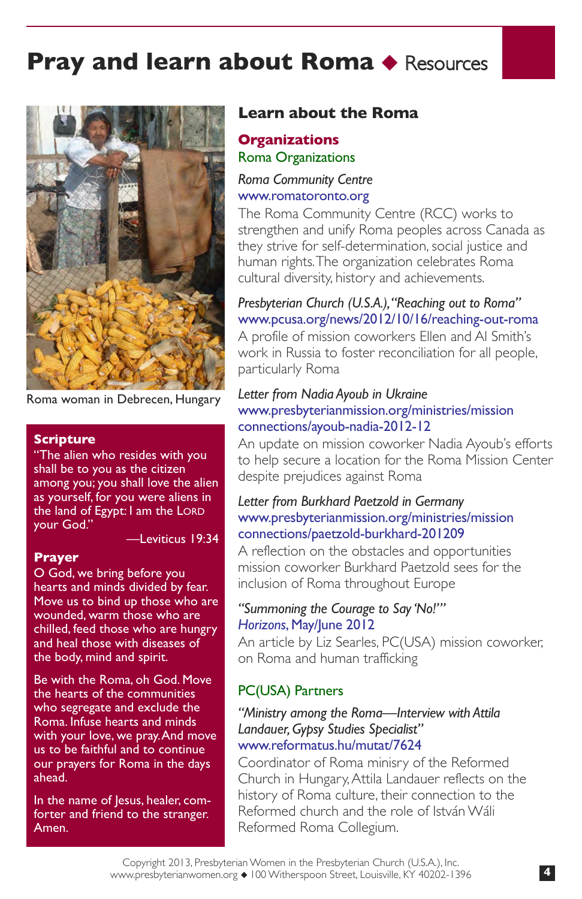# Pray and learn about Roma ◆ Resources

Roma woman in Debrecen, Hungary

**Scripture**

"The alien who resides with you shall be to you as the citizen among you; you shall love the alien as yourself, for you were aliens in the land of Egypt: I am the LORD your God."

—Leviticus 19:34

**Prayer**

O God, we bring before you hearts and minds divided by fear. Move us to bind up those who are wounded, warm those who are chilled, feed those who are hungry and heal those with diseases of the body, mind and spirit.

Be with the Roma, oh God. Move the hearts of the communities who segregate and exclude the Roma. Infuse hearts and minds with your love, we pray. And move us to be faithful and to continue our prayers for Roma in the days ahead.

In the name of Jesus, healer, comforter and friend to the stranger. Amen.

## Learn about the Roma

### Organizations

#### Roma Organizations

*Roma Community Centre*
www.romatoronto.org
The Roma Community Centre (RCC) works to strengthen and unify Roma peoples across Canada as they strive for self-determination, social justice and human rights. The organization celebrates Roma cultural diversity, history and achievements.

*Presbyterian Church (U.S.A.), "Reaching out to Roma"*
www.pcusa.org/news/2012/10/16/reaching-out-roma
A profile of mission coworkers Ellen and Al Smith's work in Russia to foster reconciliation for all people, particularly Roma

*Letter from Nadia Ayoub in Ukraine*
www.presbyterianmission.org/ministries/missionconnections/ayoub-nadia-2012-12
An update on mission coworker Nadia Ayoub's efforts to help secure a location for the Roma Mission Center despite prejudices against Roma

*Letter from Burkhard Paetzold in Germany*
www.presbyterianmission.org/ministries/missionconnections/paetzold-burkhard-201209
A reflection on the obstacles and opportunities mission coworker Burkhard Paetzold sees for the inclusion of Roma throughout Europe

*"Summoning the Courage to Say 'No!'"*
*Horizons*, May/June 2012
An article by Liz Searles, PC(USA) mission coworker, on Roma and human trafficking

#### PC(USA) Partners

*"Ministry among the Roma—Interview with Attila Landauer, Gypsy Studies Specialist"*
www.reformatus.hu/mutat/7624
Coordinator of Roma minisry of the Reformed Church in Hungary, Attila Landauer reflects on the history of Roma culture, their connection to the Reformed church and the role of István Wáli Reformed Roma Collegium.

Copyright 2013, Presbyterian Women in the Presbyterian Church (U.S.A.), Inc.
www.presbyterianwomen.org ◆ 100 Witherspoon Street, Louisville, KY 40202-1396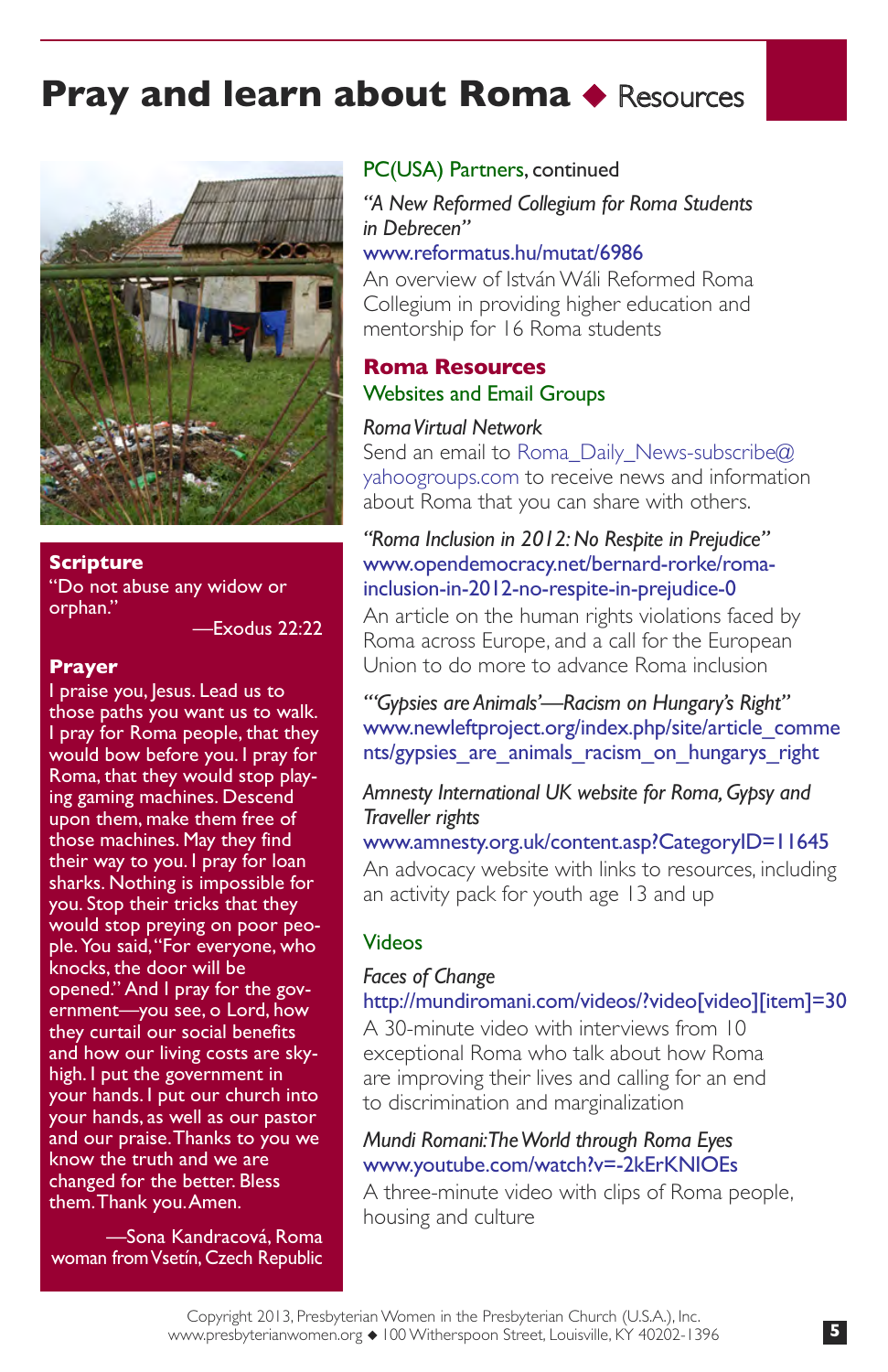# Pray and learn about Roma ◆ Resources

## Scripture

"Do not abuse any widow or orphan."

—Exodus 22:22

## Prayer

I praise you, Jesus. Lead us to those paths you want us to walk. I pray for Roma people, that they would bow before you. I pray for Roma, that they would stop playing gaming machines. Descend upon them, make them free of those machines. May they find their way to you. I pray for loan sharks. Nothing is impossible for you. Stop their tricks that they would stop preying on poor people. You said, "For everyone, who knocks, the door will be opened." And I pray for the government—you see, o Lord, how they curtail our social benefits and how our living costs are sky-high. I put the government in your hands. I put our church into your hands, as well as our pastor and our praise. Thanks to you we know the truth and we are changed for the better. Bless them. Thank you. Amen.

—Sona Kandracová, Roma woman from Vsetín, Czech Republic

## PC(USA) Partners, continued

*"A New Reformed Collegium for Roma Students in Debrecen"*
www.reformatus.hu/mutat/6986
An overview of István Wáli Reformed Roma Collegium in providing higher education and mentorship for 16 Roma students

## Roma Resources

### Websites and Email Groups

*Roma Virtual Network*
Send an email to Roma_Daily_News-subscribe@yahoogroups.com to receive news and information about Roma that you can share with others.

*"Roma Inclusion in 2012: No Respite in Prejudice"*
www.opendemocracy.net/bernard-rorke/roma-inclusion-in-2012-no-respite-in-prejudice-0
An article on the human rights violations faced by Roma across Europe, and a call for the European Union to do more to advance Roma inclusion

*"'Gypsies are Animals'—Racism on Hungary's Right"*
www.newleftproject.org/index.php/site/article_comments/gypsies_are_animals_racism_on_hungarys_right

*Amnesty International UK website for Roma, Gypsy and Traveller rights*
www.amnesty.org.uk/content.asp?CategoryID=11645
An advocacy website with links to resources, including an activity pack for youth age 13 and up

### Videos

*Faces of Change*
http://mundiromani.com/videos/?video[video][item]=30
A 30-minute video with interviews from 10 exceptional Roma who talk about how Roma are improving their lives and calling for an end to discrimination and marginalization

*Mundi Romani: The World through Roma Eyes*
www.youtube.com/watch?v=-2kErKNIOEs
A three-minute video with clips of Roma people, housing and culture

Copyright 2013, Presbyterian Women in the Presbyterian Church (U.S.A.), Inc.
www.presbyterianwomen.org ◆ 100 Witherspoon Street, Louisville, KY 40202-1396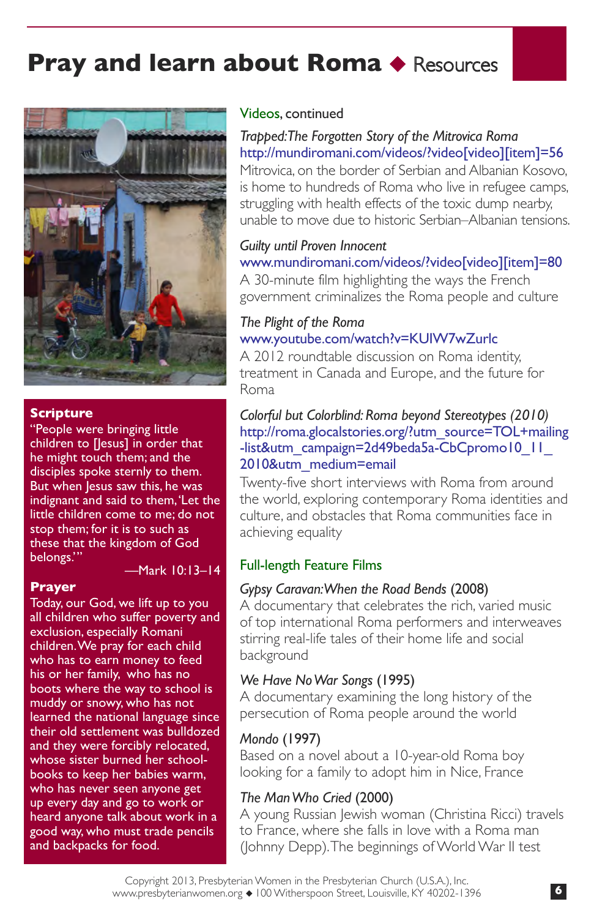# Pray and learn about Roma ◆ Resources

## Scripture

"People were bringing little children to [Jesus] in order that he might touch them; and the disciples spoke sternly to them. But when Jesus saw this, he was indignant and said to them, 'Let the little children come to me; do not stop them; for it is to such as these that the kingdom of God belongs.'"

—Mark 10:13–14

## Prayer

Today, our God, we lift up to you all children who suffer poverty and exclusion, especially Romani children. We pray for each child who has to earn money to feed his or her family, who has no boots where the way to school is muddy or snowy, who has not learned the national language since their old settlement was bulldozed and they were forcibly relocated, whose sister burned her school-books to keep her babies warm, who has never seen anyone get up every day and go to work or heard anyone talk about work in a good way, who must trade pencils and backpacks for food.

## Videos, continued

*Trapped: The Forgotten Story of the Mitrovica Roma*
http://mundiromani.com/videos/?video[video][item]=56
Mitrovica, on the border of Serbian and Albanian Kosovo, is home to hundreds of Roma who live in refugee camps, struggling with health effects of the toxic dump nearby, unable to move due to historic Serbian–Albanian tensions.

*Guilty until Proven Innocent*
www.mundiromani.com/videos/?video[video][item]=80
A 30-minute film highlighting the ways the French government criminalizes the Roma people and culture

*The Plight of the Roma*
www.youtube.com/watch?v=KUIW7wZurlc
A 2012 roundtable discussion on Roma identity, treatment in Canada and Europe, and the future for Roma

*Colorful but Colorblind: Roma beyond Stereotypes (2010)*
http://roma.glocalstories.org/?utm_source=TOL+mailing-list&utm_campaign=2d49beda5a-CbCpromo10_11_2010&utm_medium=email
Twenty-five short interviews with Roma from around the world, exploring contemporary Roma identities and culture, and obstacles that Roma communities face in achieving equality

## Full-length Feature Films

*Gypsy Caravan: When the Road Bends* (2008)
A documentary that celebrates the rich, varied music of top international Roma performers and interweaves stirring real-life tales of their home life and social background

*We Have No War Songs* (1995)
A documentary examining the long history of the persecution of Roma people around the world

*Mondo* (1997)
Based on a novel about a 10-year-old Roma boy looking for a family to adopt him in Nice, France

*The Man Who Cried* (2000)
A young Russian Jewish woman (Christina Ricci) travels to France, where she falls in love with a Roma man (Johnny Depp). The beginnings of World War II test

Copyright 2013, Presbyterian Women in the Presbyterian Church (U.S.A.), Inc.
www.presbyterianwomen.org ◆ 100 Witherspoon Street, Louisville, KY 40202-1396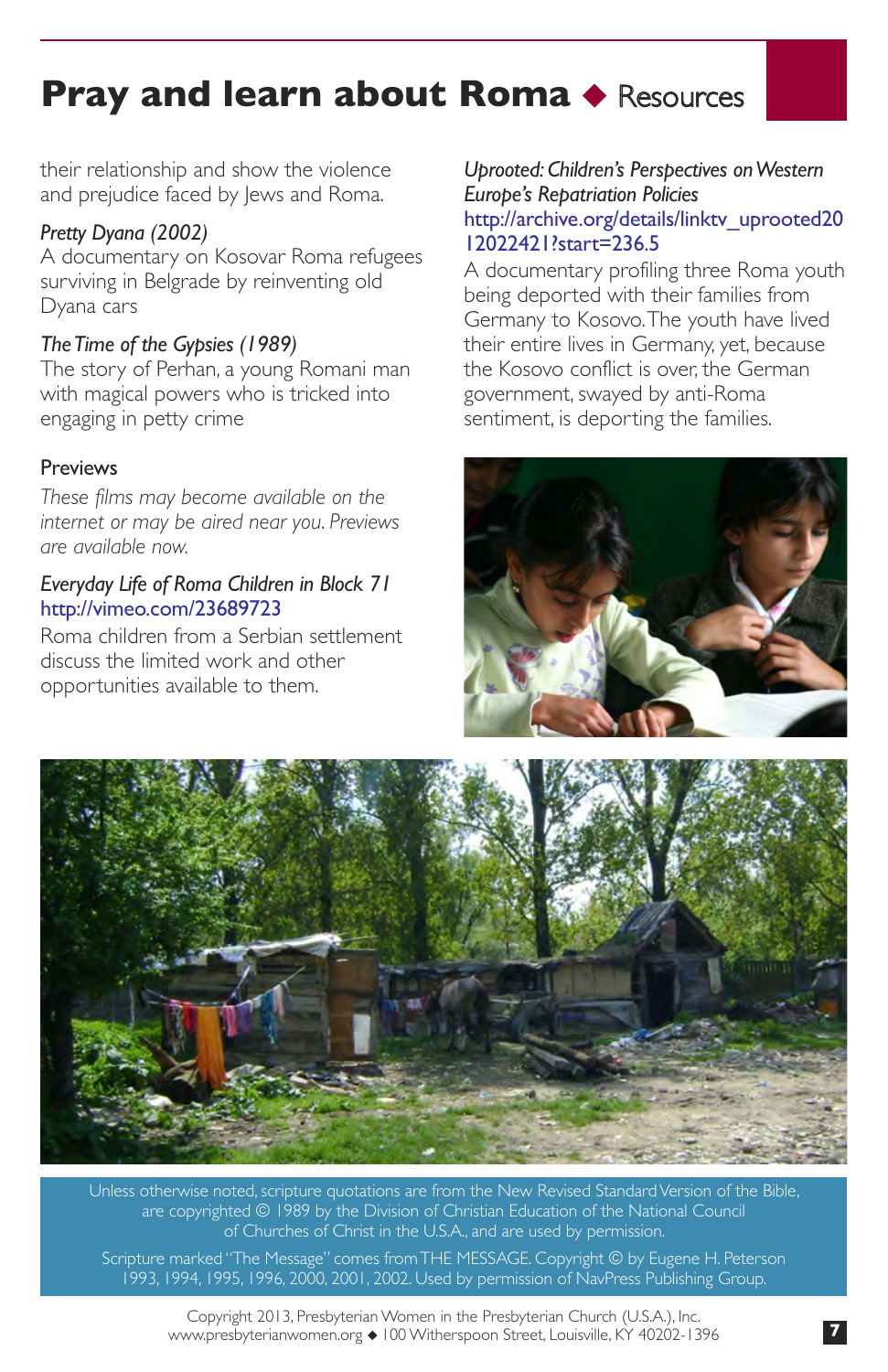# Pray and learn about Roma ◆ Resources

their relationship and show the violence and prejudice faced by Jews and Roma.

*Pretty Dyana (2002)*
A documentary on Kosovar Roma refugees surviving in Belgrade by reinventing old Dyana cars

*The Time of the Gypsies (1989)*
The story of Perhan, a young Romani man with magical powers who is tricked into engaging in petty crime

## Previews

*These films may become available on the internet or may be aired near you. Previews are available now.*

*Everyday Life of Roma Children in Block 71*
http://vimeo.com/23689723
Roma children from a Serbian settlement discuss the limited work and other opportunities available to them.

*Uprooted: Children's Perspectives on Western Europe's Repatriation Policies*
http://archive.org/details/linktv_uprooted20120224 21?start=236.5
A documentary profiling three Roma youth being deported with their families from Germany to Kosovo. The youth have lived their entire lives in Germany, yet, because the Kosovo conflict is over, the German government, swayed by anti-Roma sentiment, is deporting the families.

Unless otherwise noted, scripture quotations are from the New Revised Standard Version of the Bible, are copyrighted © 1989 by the Division of Christian Education of the National Council of Churches of Christ in the U.S.A., and are used by permission.

Scripture marked "The Message" comes from THE MESSAGE. Copyright © by Eugene H. Peterson 1993, 1994, 1995, 1996, 2000, 2001, 2002. Used by permission of NavPress Publishing Group.

Copyright 2013, Presbyterian Women in the Presbyterian Church (U.S.A.), Inc.
www.presbyterianwomen.org ◆ 100 Witherspoon Street, Louisville, KY 40202-1396